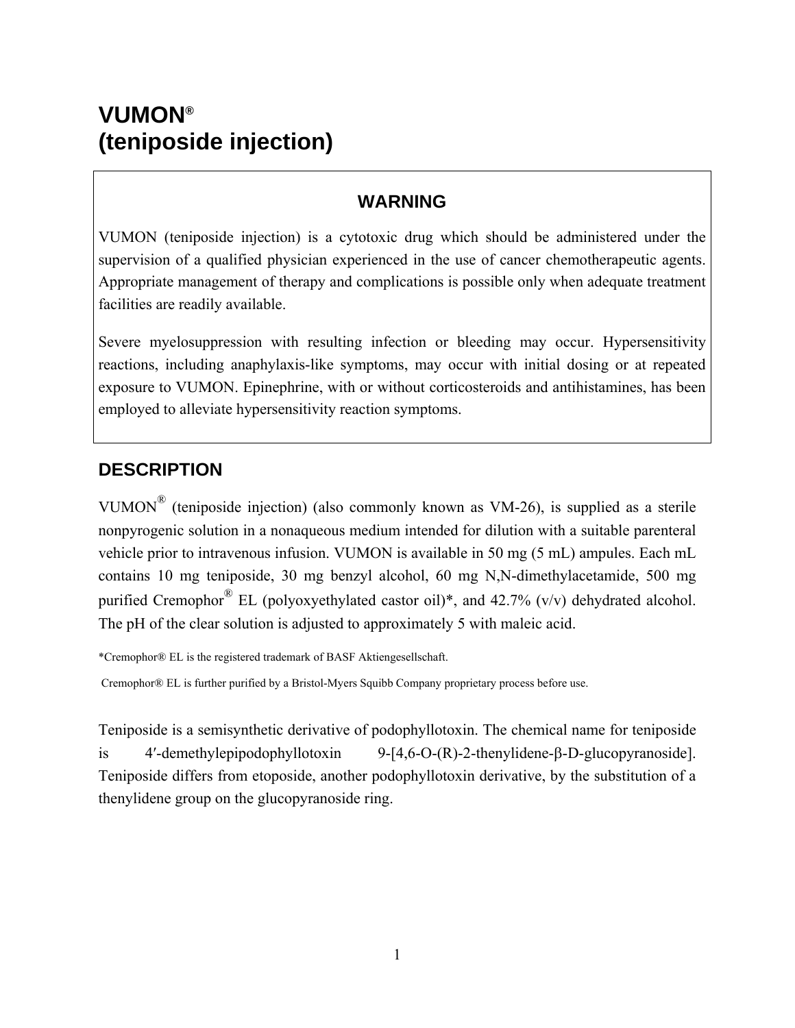# VUMON®
# (teniposide injection)

> **WARNING**
>
> VUMON (teniposide injection) is a cytotoxic drug which should be administered under the supervision of a qualified physician experienced in the use of cancer chemotherapeutic agents. Appropriate management of therapy and complications is possible only when adequate treatment facilities are readily available.
>
> Severe myelosuppression with resulting infection or bleeding may occur. Hypersensitivity reactions, including anaphylaxis-like symptoms, may occur with initial dosing or at repeated exposure to VUMON. Epinephrine, with or without corticosteroids and antihistamines, has been employed to alleviate hypersensitivity reaction symptoms.

## DESCRIPTION

VUMON® (teniposide injection) (also commonly known as VM-26), is supplied as a sterile nonpyrogenic solution in a nonaqueous medium intended for dilution with a suitable parenteral vehicle prior to intravenous infusion. VUMON is available in 50 mg (5 mL) ampules. Each mL contains 10 mg teniposide, 30 mg benzyl alcohol, 60 mg N,N-dimethylacetamide, 500 mg purified Cremophor® EL (polyoxyethylated castor oil)*, and 42.7% (v/v) dehydrated alcohol. The pH of the clear solution is adjusted to approximately 5 with maleic acid.

*Cremophor® EL is the registered trademark of BASF Aktiengesellschaft.

Cremophor® EL is further purified by a Bristol-Myers Squibb Company proprietary process before use.

Teniposide is a semisynthetic derivative of podophyllotoxin. The chemical name for teniposide is 4′-demethylepipodophyllotoxin 9-[4,6-O-(R)-2-thenylidene-β-D-glucopyranoside]. Teniposide differs from etoposide, another podophyllotoxin derivative, by the substitution of a thenylidene group on the glucopyranoside ring.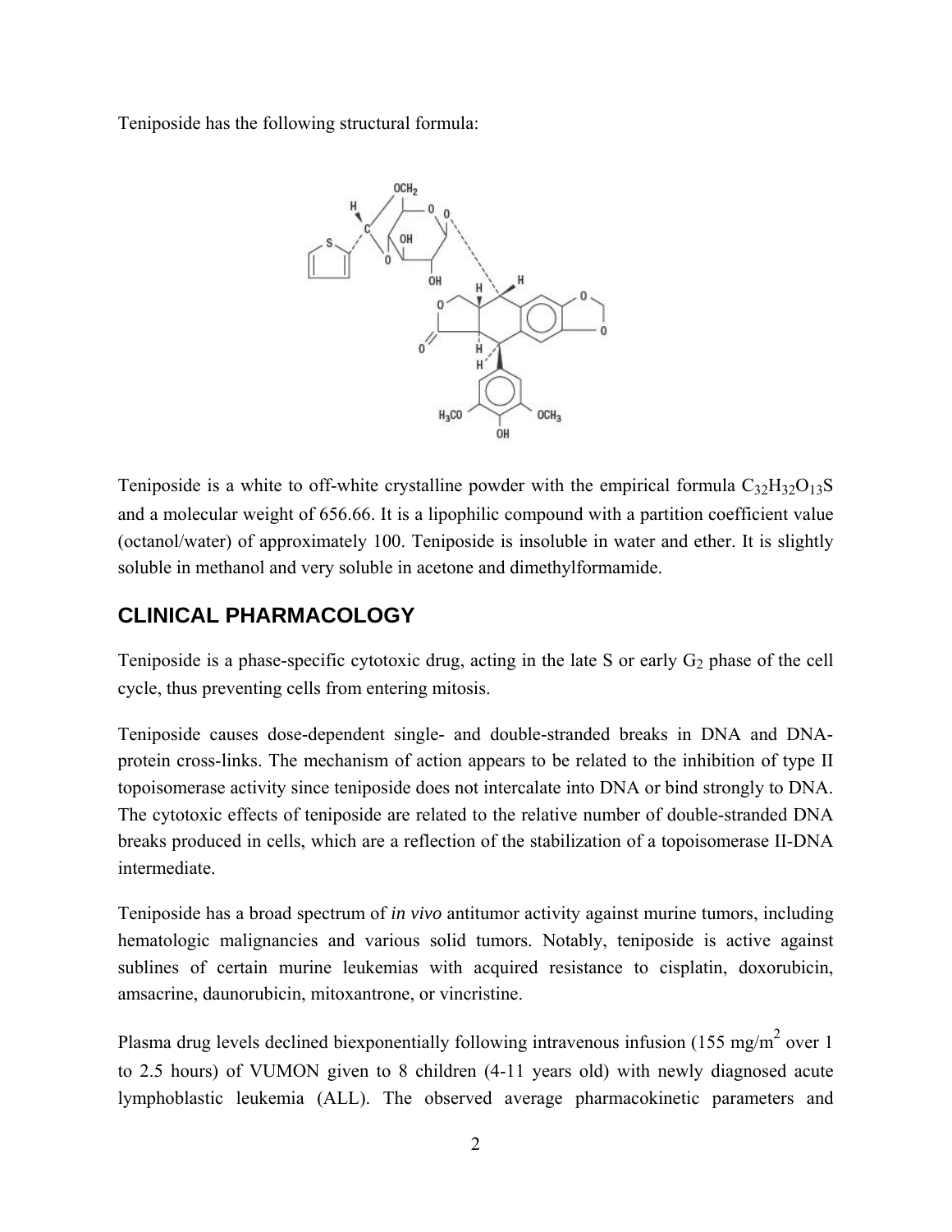Teniposide has the following structural formula:

Teniposide is a white to off-white crystalline powder with the empirical formula $C_{32}H_{32}O_{13}S$ and a molecular weight of 656.66. It is a lipophilic compound with a partition coefficient value (octanol/water) of approximately 100. Teniposide is insoluble in water and ether. It is slightly soluble in methanol and very soluble in acetone and dimethylformamide.

## CLINICAL PHARMACOLOGY

Teniposide is a phase-specific cytotoxic drug, acting in the late S or early $G_2$ phase of the cell cycle, thus preventing cells from entering mitosis.

Teniposide causes dose-dependent single- and double-stranded breaks in DNA and DNA-protein cross-links. The mechanism of action appears to be related to the inhibition of type II topoisomerase activity since teniposide does not intercalate into DNA or bind strongly to DNA. The cytotoxic effects of teniposide are related to the relative number of double-stranded DNA breaks produced in cells, which are a reflection of the stabilization of a topoisomerase II-DNA intermediate.

Teniposide has a broad spectrum of *in vivo* antitumor activity against murine tumors, including hematologic malignancies and various solid tumors. Notably, teniposide is active against sublines of certain murine leukemias with acquired resistance to cisplatin, doxorubicin, amsacrine, daunorubicin, mitoxantrone, or vincristine.

Plasma drug levels declined biexponentially following intravenous infusion (155 mg/$m^2$ over 1 to 2.5 hours) of VUMON given to 8 children (4-11 years old) with newly diagnosed acute lymphoblastic leukemia (ALL). The observed average pharmacokinetic parameters and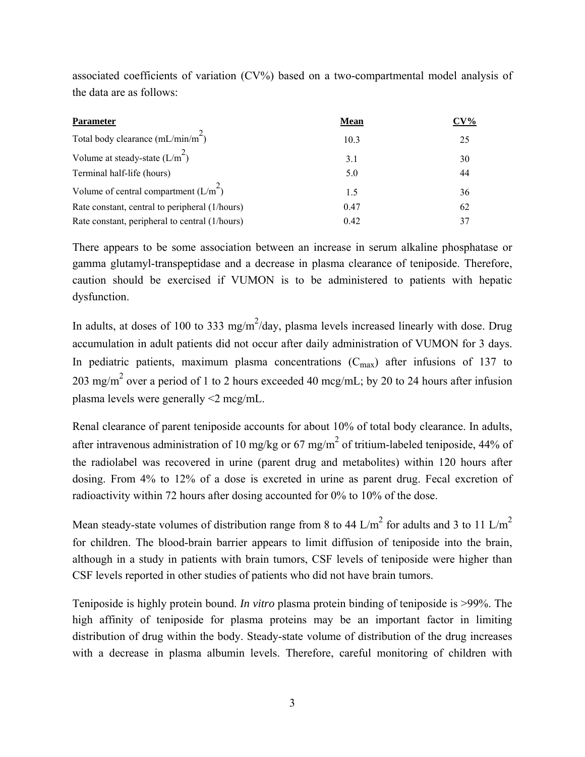associated coefficients of variation (CV%) based on a two-compartmental model analysis of the data are as follows:

| **Parameter** | **Mean** | **CV%** |
| --- | --- | --- |
| Total body clearance ($mL/min/m^2$) | 10.3 | 25 |
| Volume at steady-state ($L/m^2$) | 3.1 | 30 |
| Terminal half-life (hours) | 5.0 | 44 |
| Volume of central compartment ($L/m^2$) | 1.5 | 36 |
| Rate constant, central to peripheral (1/hours) | 0.47 | 62 |
| Rate constant, peripheral to central (1/hours) | 0.42 | 37 |

There appears to be some association between an increase in serum alkaline phosphatase or gamma glutamyl-transpeptidase and a decrease in plasma clearance of teniposide. Therefore, caution should be exercised if VUMON is to be administered to patients with hepatic dysfunction.

In adults, at doses of 100 to 333 $mg/m^2$/day, plasma levels increased linearly with dose. Drug accumulation in adult patients did not occur after daily administration of VUMON for 3 days. In pediatric patients, maximum plasma concentrations ($C_{max}$) after infusions of 137 to 203 $mg/m^2$ over a period of 1 to 2 hours exceeded 40 mcg/mL; by 20 to 24 hours after infusion plasma levels were generally <2 mcg/mL.

Renal clearance of parent teniposide accounts for about 10% of total body clearance. In adults, after intravenous administration of 10 mg/kg or 67 $mg/m^2$ of tritium-labeled teniposide, 44% of the radiolabel was recovered in urine (parent drug and metabolites) within 120 hours after dosing. From 4% to 12% of a dose is excreted in urine as parent drug. Fecal excretion of radioactivity within 72 hours after dosing accounted for 0% to 10% of the dose.

Mean steady-state volumes of distribution range from 8 to 44 $L/m^2$ for adults and 3 to 11 $L/m^2$ for children. The blood-brain barrier appears to limit diffusion of teniposide into the brain, although in a study in patients with brain tumors, CSF levels of teniposide were higher than CSF levels reported in other studies of patients who did not have brain tumors.

Teniposide is highly protein bound. *In vitro* plasma protein binding of teniposide is >99%. The high affinity of teniposide for plasma proteins may be an important factor in limiting distribution of drug within the body. Steady-state volume of distribution of the drug increases with a decrease in plasma albumin levels. Therefore, careful monitoring of children with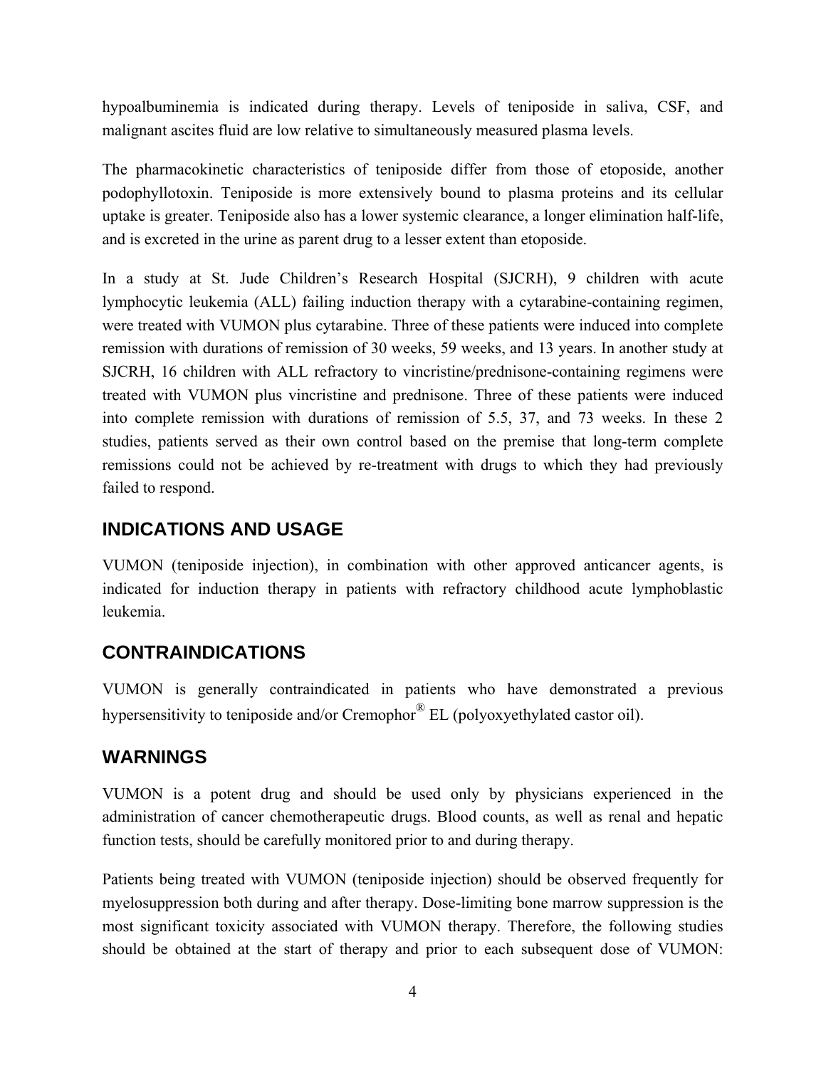hypoalbuminemia is indicated during therapy. Levels of teniposide in saliva, CSF, and malignant ascites fluid are low relative to simultaneously measured plasma levels.

The pharmacokinetic characteristics of teniposide differ from those of etoposide, another podophyllotoxin. Teniposide is more extensively bound to plasma proteins and its cellular uptake is greater. Teniposide also has a lower systemic clearance, a longer elimination half-life, and is excreted in the urine as parent drug to a lesser extent than etoposide.

In a study at St. Jude Children's Research Hospital (SJCRH), 9 children with acute lymphocytic leukemia (ALL) failing induction therapy with a cytarabine-containing regimen, were treated with VUMON plus cytarabine. Three of these patients were induced into complete remission with durations of remission of 30 weeks, 59 weeks, and 13 years. In another study at SJCRH, 16 children with ALL refractory to vincristine/prednisone-containing regimens were treated with VUMON plus vincristine and prednisone. Three of these patients were induced into complete remission with durations of remission of 5.5, 37, and 73 weeks. In these 2 studies, patients served as their own control based on the premise that long-term complete remissions could not be achieved by re-treatment with drugs to which they had previously failed to respond.

## INDICATIONS AND USAGE

VUMON (teniposide injection), in combination with other approved anticancer agents, is indicated for induction therapy in patients with refractory childhood acute lymphoblastic leukemia.

## CONTRAINDICATIONS

VUMON is generally contraindicated in patients who have demonstrated a previous hypersensitivity to teniposide and/or Cremophor® EL (polyoxyethylated castor oil).

## WARNINGS

VUMON is a potent drug and should be used only by physicians experienced in the administration of cancer chemotherapeutic drugs. Blood counts, as well as renal and hepatic function tests, should be carefully monitored prior to and during therapy.

Patients being treated with VUMON (teniposide injection) should be observed frequently for myelosuppression both during and after therapy. Dose-limiting bone marrow suppression is the most significant toxicity associated with VUMON therapy. Therefore, the following studies should be obtained at the start of therapy and prior to each subsequent dose of VUMON: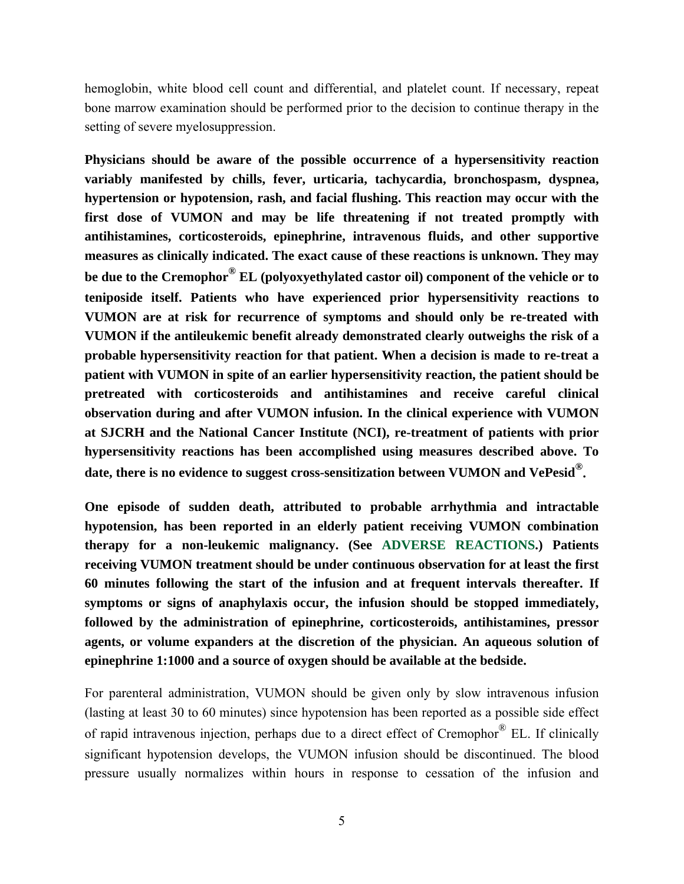hemoglobin, white blood cell count and differential, and platelet count. If necessary, repeat bone marrow examination should be performed prior to the decision to continue therapy in the setting of severe myelosuppression.

**Physicians should be aware of the possible occurrence of a hypersensitivity reaction variably manifested by chills, fever, urticaria, tachycardia, bronchospasm, dyspnea, hypertension or hypotension, rash, and facial flushing. This reaction may occur with the first dose of VUMON and may be life threatening if not treated promptly with antihistamines, corticosteroids, epinephrine, intravenous fluids, and other supportive measures as clinically indicated. The exact cause of these reactions is unknown. They may be due to the Cremophor® EL (polyoxyethylated castor oil) component of the vehicle or to teniposide itself. Patients who have experienced prior hypersensitivity reactions to VUMON are at risk for recurrence of symptoms and should only be re-treated with VUMON if the antileukemic benefit already demonstrated clearly outweighs the risk of a probable hypersensitivity reaction for that patient. When a decision is made to re-treat a patient with VUMON in spite of an earlier hypersensitivity reaction, the patient should be pretreated with corticosteroids and antihistamines and receive careful clinical observation during and after VUMON infusion. In the clinical experience with VUMON at SJCRH and the National Cancer Institute (NCI), re-treatment of patients with prior hypersensitivity reactions has been accomplished using measures described above. To date, there is no evidence to suggest cross-sensitization between VUMON and VePesid®.**

**One episode of sudden death, attributed to probable arrhythmia and intractable hypotension, has been reported in an elderly patient receiving VUMON combination therapy for a non-leukemic malignancy. (See ADVERSE REACTIONS.) Patients receiving VUMON treatment should be under continuous observation for at least the first 60 minutes following the start of the infusion and at frequent intervals thereafter. If symptoms or signs of anaphylaxis occur, the infusion should be stopped immediately, followed by the administration of epinephrine, corticosteroids, antihistamines, pressor agents, or volume expanders at the discretion of the physician. An aqueous solution of epinephrine 1:1000 and a source of oxygen should be available at the bedside.**

For parenteral administration, VUMON should be given only by slow intravenous infusion (lasting at least 30 to 60 minutes) since hypotension has been reported as a possible side effect of rapid intravenous injection, perhaps due to a direct effect of Cremophor® EL. If clinically significant hypotension develops, the VUMON infusion should be discontinued. The blood pressure usually normalizes within hours in response to cessation of the infusion and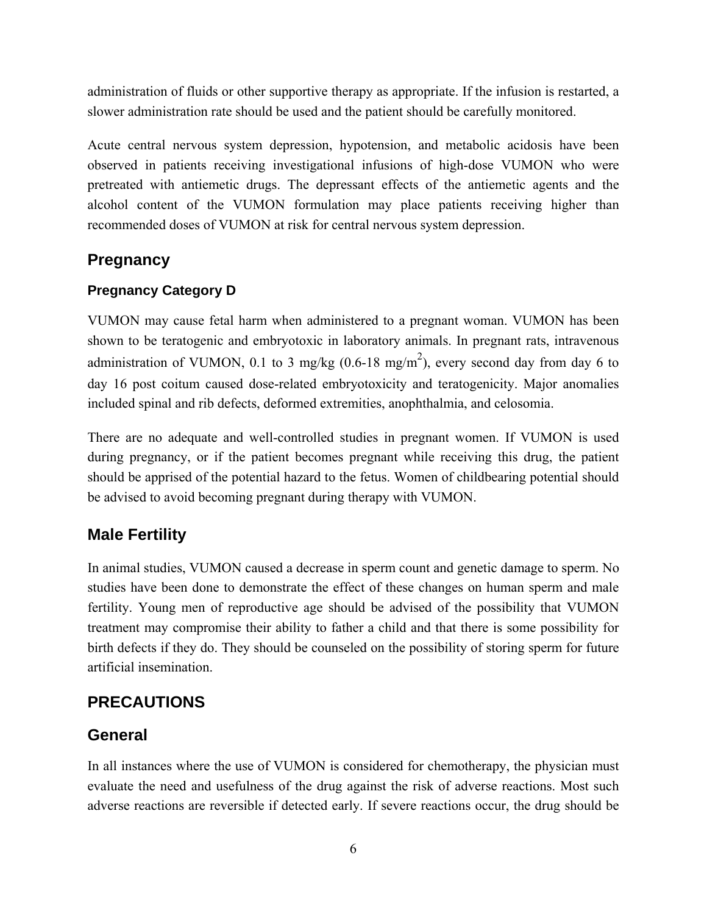administration of fluids or other supportive therapy as appropriate. If the infusion is restarted, a slower administration rate should be used and the patient should be carefully monitored.

Acute central nervous system depression, hypotension, and metabolic acidosis have been observed in patients receiving investigational infusions of high-dose VUMON who were pretreated with antiemetic drugs. The depressant effects of the antiemetic agents and the alcohol content of the VUMON formulation may place patients receiving higher than recommended doses of VUMON at risk for central nervous system depression.

## Pregnancy

### Pregnancy Category D

VUMON may cause fetal harm when administered to a pregnant woman. VUMON has been shown to be teratogenic and embryotoxic in laboratory animals. In pregnant rats, intravenous administration of VUMON, 0.1 to 3 mg/kg (0.6-18 mg/$m^2$), every second day from day 6 to day 16 post coitum caused dose-related embryotoxicity and teratogenicity. Major anomalies included spinal and rib defects, deformed extremities, anophthalmia, and celosomia.

There are no adequate and well-controlled studies in pregnant women. If VUMON is used during pregnancy, or if the patient becomes pregnant while receiving this drug, the patient should be apprised of the potential hazard to the fetus. Women of childbearing potential should be advised to avoid becoming pregnant during therapy with VUMON.

## Male Fertility

In animal studies, VUMON caused a decrease in sperm count and genetic damage to sperm. No studies have been done to demonstrate the effect of these changes on human sperm and male fertility. Young men of reproductive age should be advised of the possibility that VUMON treatment may compromise their ability to father a child and that there is some possibility for birth defects if they do. They should be counseled on the possibility of storing sperm for future artificial insemination.

# PRECAUTIONS

## General

In all instances where the use of VUMON is considered for chemotherapy, the physician must evaluate the need and usefulness of the drug against the risk of adverse reactions. Most such adverse reactions are reversible if detected early. If severe reactions occur, the drug should be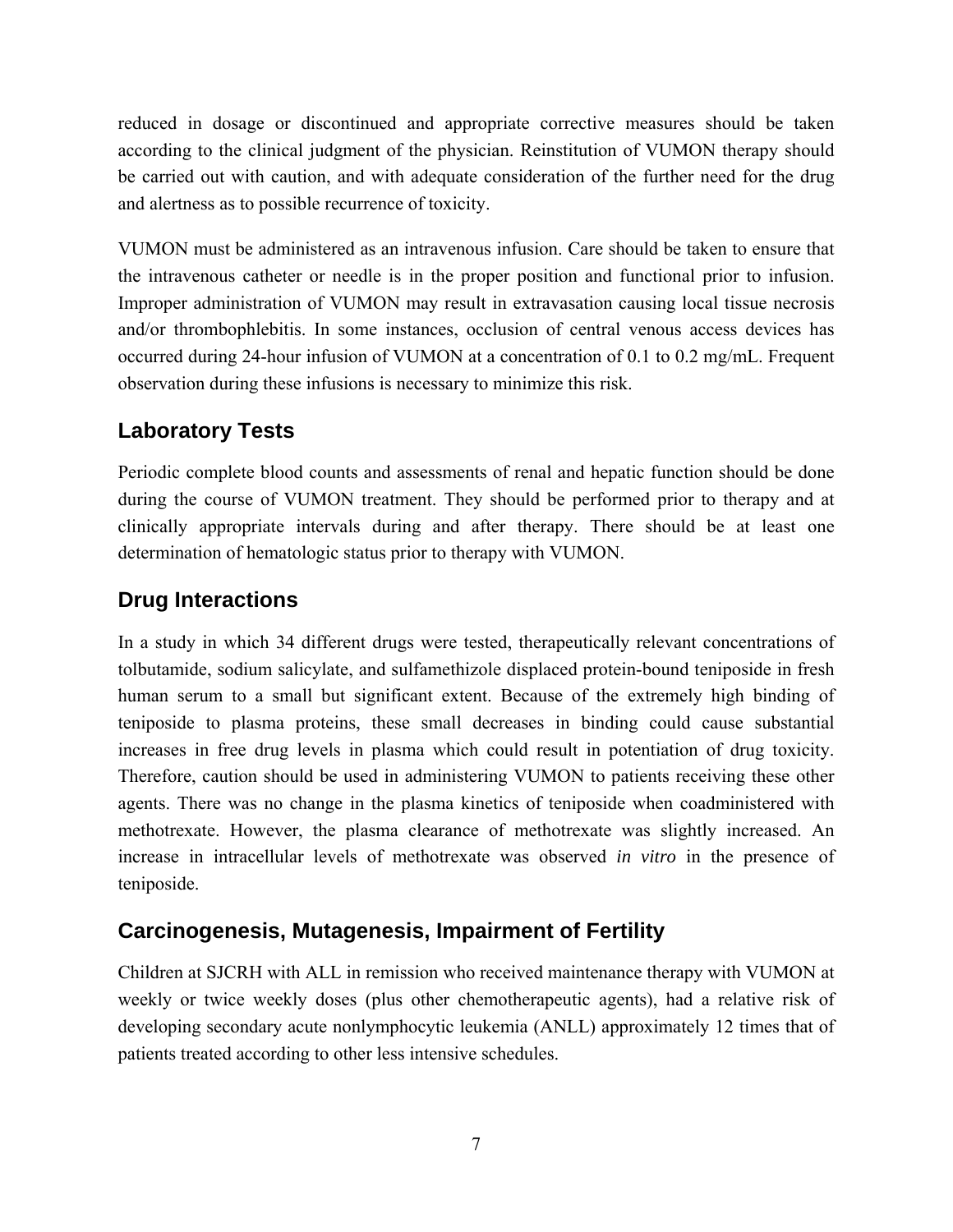reduced in dosage or discontinued and appropriate corrective measures should be taken according to the clinical judgment of the physician. Reinstitution of VUMON therapy should be carried out with caution, and with adequate consideration of the further need for the drug and alertness as to possible recurrence of toxicity.

VUMON must be administered as an intravenous infusion. Care should be taken to ensure that the intravenous catheter or needle is in the proper position and functional prior to infusion. Improper administration of VUMON may result in extravasation causing local tissue necrosis and/or thrombophlebitis. In some instances, occlusion of central venous access devices has occurred during 24-hour infusion of VUMON at a concentration of 0.1 to 0.2 mg/mL. Frequent observation during these infusions is necessary to minimize this risk.

## Laboratory Tests

Periodic complete blood counts and assessments of renal and hepatic function should be done during the course of VUMON treatment. They should be performed prior to therapy and at clinically appropriate intervals during and after therapy. There should be at least one determination of hematologic status prior to therapy with VUMON.

## Drug Interactions

In a study in which 34 different drugs were tested, therapeutically relevant concentrations of tolbutamide, sodium salicylate, and sulfamethizole displaced protein-bound teniposide in fresh human serum to a small but significant extent. Because of the extremely high binding of teniposide to plasma proteins, these small decreases in binding could cause substantial increases in free drug levels in plasma which could result in potentiation of drug toxicity. Therefore, caution should be used in administering VUMON to patients receiving these other agents. There was no change in the plasma kinetics of teniposide when coadministered with methotrexate. However, the plasma clearance of methotrexate was slightly increased. An increase in intracellular levels of methotrexate was observed *in vitro* in the presence of teniposide.

## Carcinogenesis, Mutagenesis, Impairment of Fertility

Children at SJCRH with ALL in remission who received maintenance therapy with VUMON at weekly or twice weekly doses (plus other chemotherapeutic agents), had a relative risk of developing secondary acute nonlymphocytic leukemia (ANLL) approximately 12 times that of patients treated according to other less intensive schedules.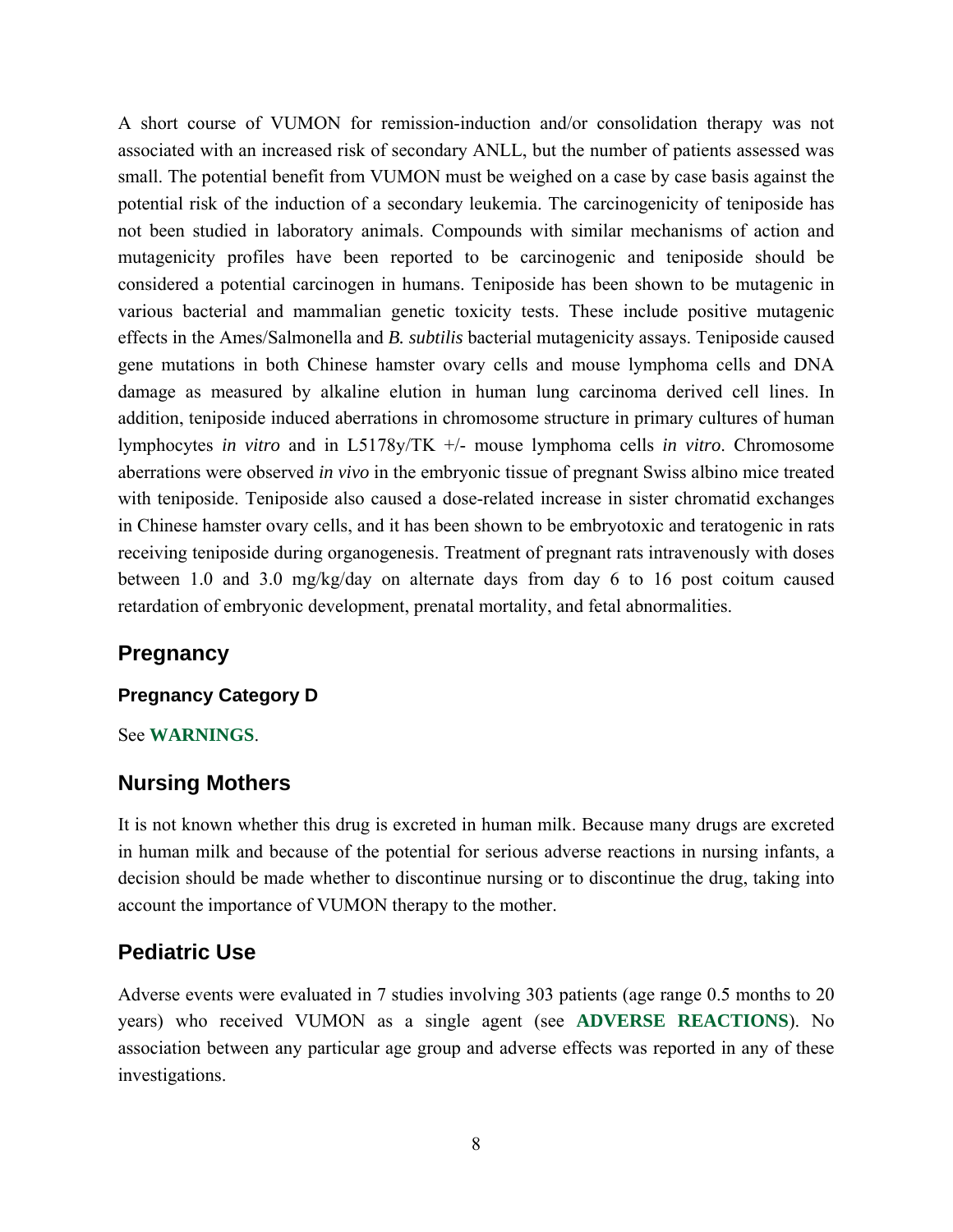A short course of VUMON for remission-induction and/or consolidation therapy was not associated with an increased risk of secondary ANLL, but the number of patients assessed was small. The potential benefit from VUMON must be weighed on a case by case basis against the potential risk of the induction of a secondary leukemia. The carcinogenicity of teniposide has not been studied in laboratory animals. Compounds with similar mechanisms of action and mutagenicity profiles have been reported to be carcinogenic and teniposide should be considered a potential carcinogen in humans. Teniposide has been shown to be mutagenic in various bacterial and mammalian genetic toxicity tests. These include positive mutagenic effects in the Ames/Salmonella and *B. subtilis* bacterial mutagenicity assays. Teniposide caused gene mutations in both Chinese hamster ovary cells and mouse lymphoma cells and DNA damage as measured by alkaline elution in human lung carcinoma derived cell lines. In addition, teniposide induced aberrations in chromosome structure in primary cultures of human lymphocytes *in vitro* and in L5178y/TK +/- mouse lymphoma cells *in vitro*. Chromosome aberrations were observed *in vivo* in the embryonic tissue of pregnant Swiss albino mice treated with teniposide. Teniposide also caused a dose-related increase in sister chromatid exchanges in Chinese hamster ovary cells, and it has been shown to be embryotoxic and teratogenic in rats receiving teniposide during organogenesis. Treatment of pregnant rats intravenously with doses between 1.0 and 3.0 mg/kg/day on alternate days from day 6 to 16 post coitum caused retardation of embryonic development, prenatal mortality, and fetal abnormalities.

## Pregnancy

### Pregnancy Category D

See **WARNINGS**.

## Nursing Mothers

It is not known whether this drug is excreted in human milk. Because many drugs are excreted in human milk and because of the potential for serious adverse reactions in nursing infants, a decision should be made whether to discontinue nursing or to discontinue the drug, taking into account the importance of VUMON therapy to the mother.

## Pediatric Use

Adverse events were evaluated in 7 studies involving 303 patients (age range 0.5 months to 20 years) who received VUMON as a single agent (see **ADVERSE REACTIONS**). No association between any particular age group and adverse effects was reported in any of these investigations.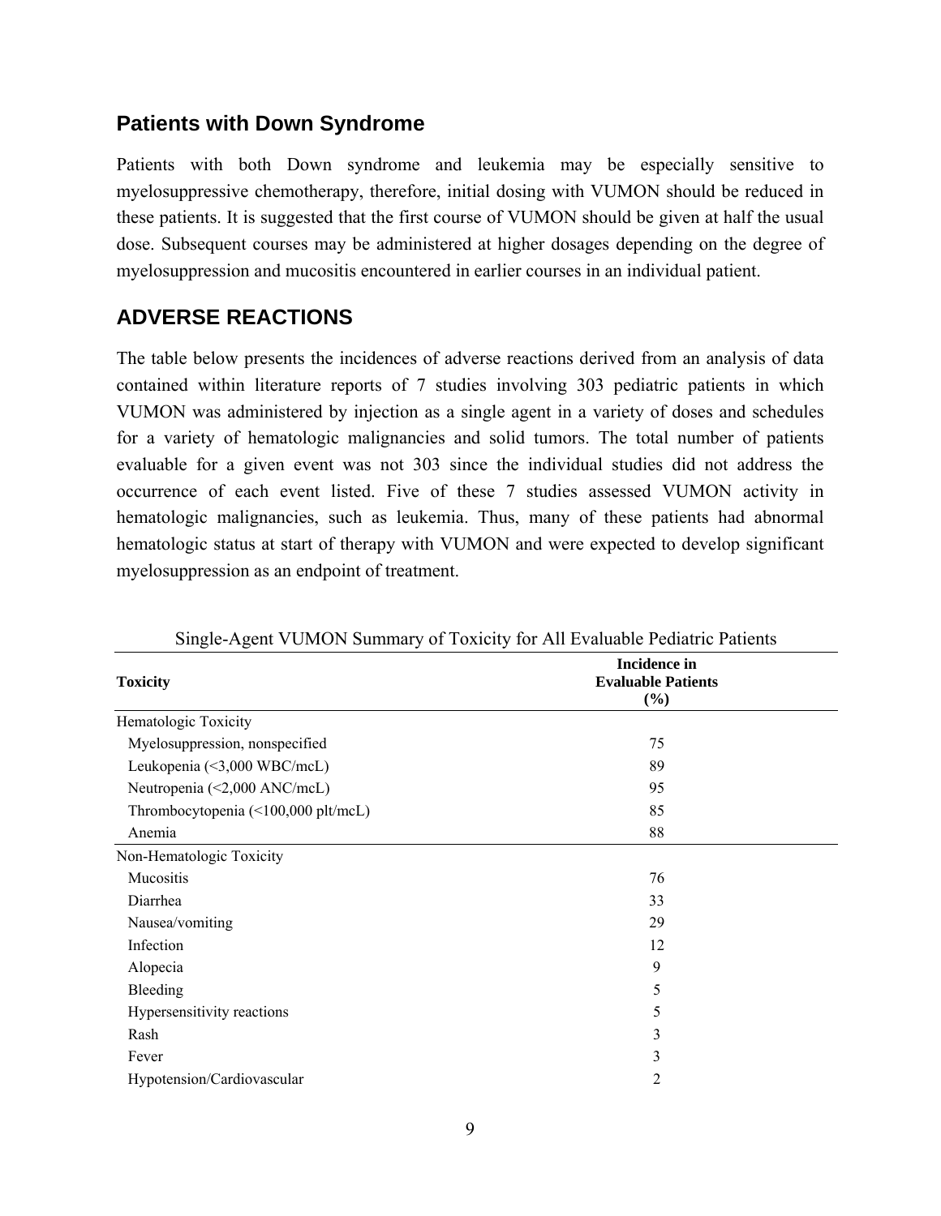## Patients with Down Syndrome

Patients with both Down syndrome and leukemia may be especially sensitive to myelosuppressive chemotherapy, therefore, initial dosing with VUMON should be reduced in these patients. It is suggested that the first course of VUMON should be given at half the usual dose. Subsequent courses may be administered at higher dosages depending on the degree of myelosuppression and mucositis encountered in earlier courses in an individual patient.

## ADVERSE REACTIONS

The table below presents the incidences of adverse reactions derived from an analysis of data contained within literature reports of 7 studies involving 303 pediatric patients in which VUMON was administered by injection as a single agent in a variety of doses and schedules for a variety of hematologic malignancies and solid tumors. The total number of patients evaluable for a given event was not 303 since the individual studies did not address the occurrence of each event listed. Five of these 7 studies assessed VUMON activity in hematologic malignancies, such as leukemia. Thus, many of these patients had abnormal hematologic status at start of therapy with VUMON and were expected to develop significant myelosuppression as an endpoint of treatment.

Single-Agent VUMON Summary of Toxicity for All Evaluable Pediatric Patients

| Toxicity | Incidence in Evaluable Patients (%) |
|---|---|
| Hematologic Toxicity | |
| Myelosuppression, nonspecified | 75 |
| Leukopenia (<3,000 WBC/mcL) | 89 |
| Neutropenia (<2,000 ANC/mcL) | 95 |
| Thrombocytopenia (<100,000 plt/mcL) | 85 |
| Anemia | 88 |
| Non-Hematologic Toxicity | |
| Mucositis | 76 |
| Diarrhea | 33 |
| Nausea/vomiting | 29 |
| Infection | 12 |
| Alopecia | 9 |
| Bleeding | 5 |
| Hypersensitivity reactions | 5 |
| Rash | 3 |
| Fever | 3 |
| Hypotension/Cardiovascular | 2 |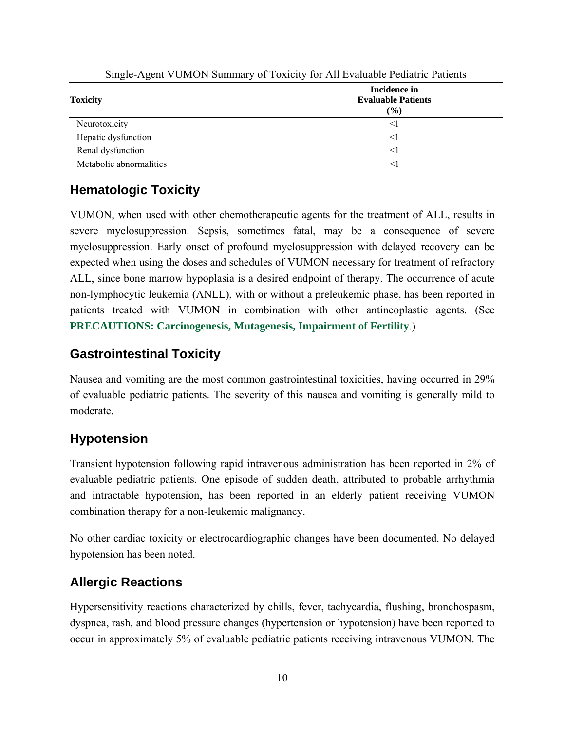Single-Agent VUMON Summary of Toxicity for All Evaluable Pediatric Patients

| Toxicity | Incidence in Evaluable Patients (%) |
|---|---|
| Neurotoxicity | <1 |
| Hepatic dysfunction | <1 |
| Renal dysfunction | <1 |
| Metabolic abnormalities | <1 |

## Hematologic Toxicity

VUMON, when used with other chemotherapeutic agents for the treatment of ALL, results in severe myelosuppression. Sepsis, sometimes fatal, may be a consequence of severe myelosuppression. Early onset of profound myelosuppression with delayed recovery can be expected when using the doses and schedules of VUMON necessary for treatment of refractory ALL, since bone marrow hypoplasia is a desired endpoint of therapy. The occurrence of acute non-lymphocytic leukemia (ANLL), with or without a preleukemic phase, has been reported in patients treated with VUMON in combination with other antineoplastic agents. (See **PRECAUTIONS: Carcinogenesis, Mutagenesis, Impairment of Fertility**.)

## Gastrointestinal Toxicity

Nausea and vomiting are the most common gastrointestinal toxicities, having occurred in 29% of evaluable pediatric patients. The severity of this nausea and vomiting is generally mild to moderate.

## Hypotension

Transient hypotension following rapid intravenous administration has been reported in 2% of evaluable pediatric patients. One episode of sudden death, attributed to probable arrhythmia and intractable hypotension, has been reported in an elderly patient receiving VUMON combination therapy for a non-leukemic malignancy.

No other cardiac toxicity or electrocardiographic changes have been documented. No delayed hypotension has been noted.

## Allergic Reactions

Hypersensitivity reactions characterized by chills, fever, tachycardia, flushing, bronchospasm, dyspnea, rash, and blood pressure changes (hypertension or hypotension) have been reported to occur in approximately 5% of evaluable pediatric patients receiving intravenous VUMON. The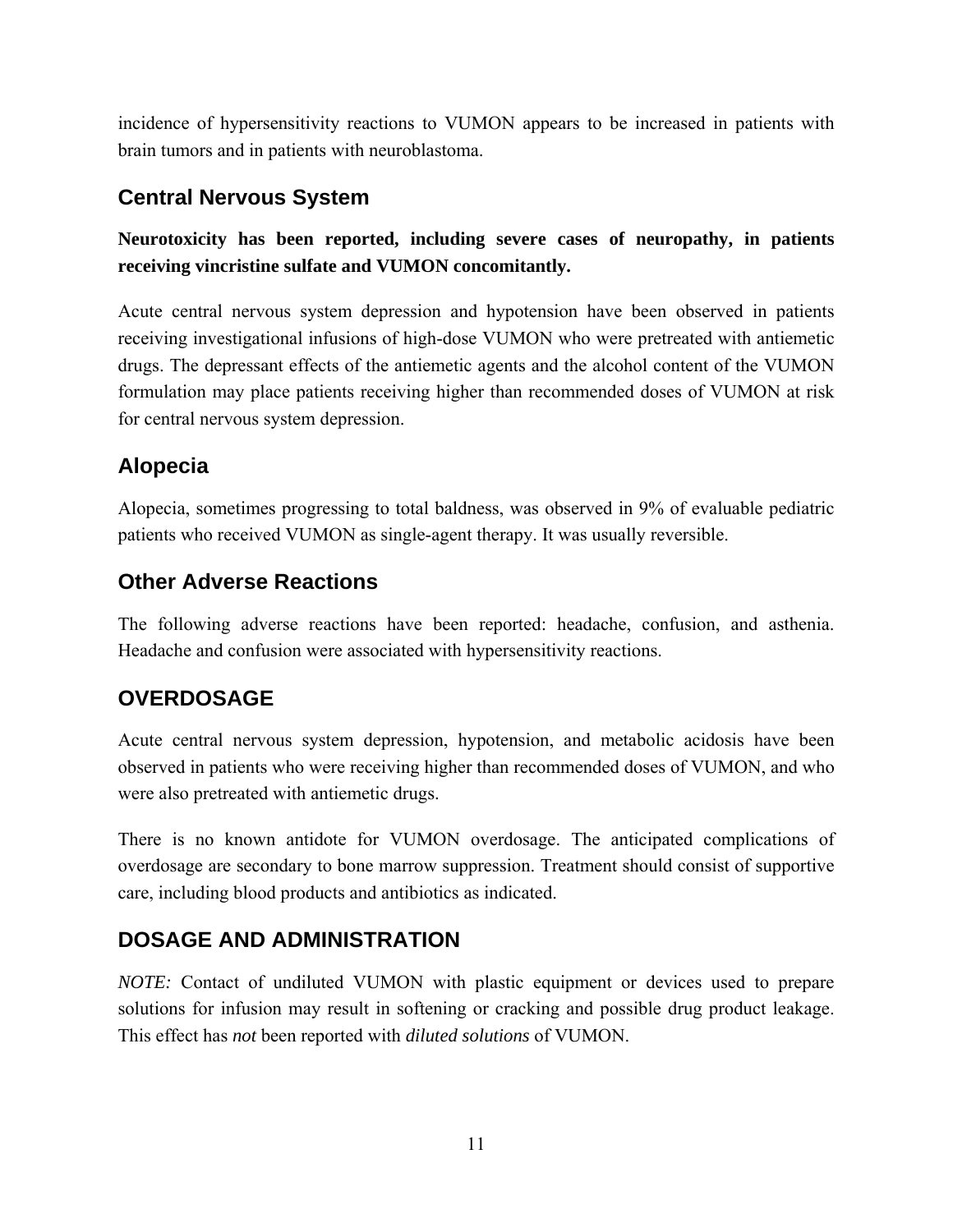incidence of hypersensitivity reactions to VUMON appears to be increased in patients with brain tumors and in patients with neuroblastoma.

### Central Nervous System

**Neurotoxicity has been reported, including severe cases of neuropathy, in patients receiving vincristine sulfate and VUMON concomitantly.**

Acute central nervous system depression and hypotension have been observed in patients receiving investigational infusions of high-dose VUMON who were pretreated with antiemetic drugs. The depressant effects of the antiemetic agents and the alcohol content of the VUMON formulation may place patients receiving higher than recommended doses of VUMON at risk for central nervous system depression.

### Alopecia

Alopecia, sometimes progressing to total baldness, was observed in 9% of evaluable pediatric patients who received VUMON as single-agent therapy. It was usually reversible.

### Other Adverse Reactions

The following adverse reactions have been reported: headache, confusion, and asthenia. Headache and confusion were associated with hypersensitivity reactions.

## OVERDOSAGE

Acute central nervous system depression, hypotension, and metabolic acidosis have been observed in patients who were receiving higher than recommended doses of VUMON, and who were also pretreated with antiemetic drugs.

There is no known antidote for VUMON overdosage. The anticipated complications of overdosage are secondary to bone marrow suppression. Treatment should consist of supportive care, including blood products and antibiotics as indicated.

## DOSAGE AND ADMINISTRATION

*NOTE:* Contact of undiluted VUMON with plastic equipment or devices used to prepare solutions for infusion may result in softening or cracking and possible drug product leakage. This effect has *not* been reported with *diluted solutions* of VUMON.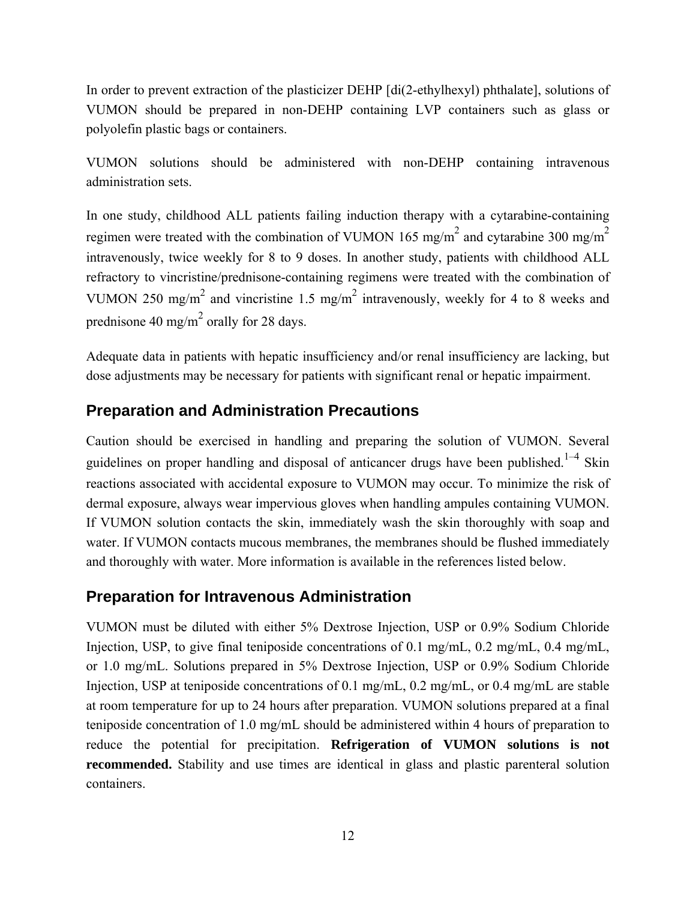In order to prevent extraction of the plasticizer DEHP [di(2-ethylhexyl) phthalate], solutions of VUMON should be prepared in non-DEHP containing LVP containers such as glass or polyolefin plastic bags or containers.

VUMON solutions should be administered with non-DEHP containing intravenous administration sets.

In one study, childhood ALL patients failing induction therapy with a cytarabine-containing regimen were treated with the combination of VUMON 165 mg/$m^2$ and cytarabine 300 mg/$m^2$ intravenously, twice weekly for 8 to 9 doses. In another study, patients with childhood ALL refractory to vincristine/prednisone-containing regimens were treated with the combination of VUMON 250 mg/$m^2$ and vincristine 1.5 mg/$m^2$ intravenously, weekly for 4 to 8 weeks and prednisone 40 mg/$m^2$ orally for 28 days.

Adequate data in patients with hepatic insufficiency and/or renal insufficiency are lacking, but dose adjustments may be necessary for patients with significant renal or hepatic impairment.

## Preparation and Administration Precautions

Caution should be exercised in handling and preparing the solution of VUMON. Several guidelines on proper handling and disposal of anticancer drugs have been published.[1–4] Skin reactions associated with accidental exposure to VUMON may occur. To minimize the risk of dermal exposure, always wear impervious gloves when handling ampules containing VUMON. If VUMON solution contacts the skin, immediately wash the skin thoroughly with soap and water. If VUMON contacts mucous membranes, the membranes should be flushed immediately and thoroughly with water. More information is available in the references listed below.

## Preparation for Intravenous Administration

VUMON must be diluted with either 5% Dextrose Injection, USP or 0.9% Sodium Chloride Injection, USP, to give final teniposide concentrations of 0.1 mg/mL, 0.2 mg/mL, 0.4 mg/mL, or 1.0 mg/mL. Solutions prepared in 5% Dextrose Injection, USP or 0.9% Sodium Chloride Injection, USP at teniposide concentrations of 0.1 mg/mL, 0.2 mg/mL, or 0.4 mg/mL are stable at room temperature for up to 24 hours after preparation. VUMON solutions prepared at a final teniposide concentration of 1.0 mg/mL should be administered within 4 hours of preparation to reduce the potential for precipitation. **Refrigeration of VUMON solutions is not recommended.** Stability and use times are identical in glass and plastic parenteral solution containers.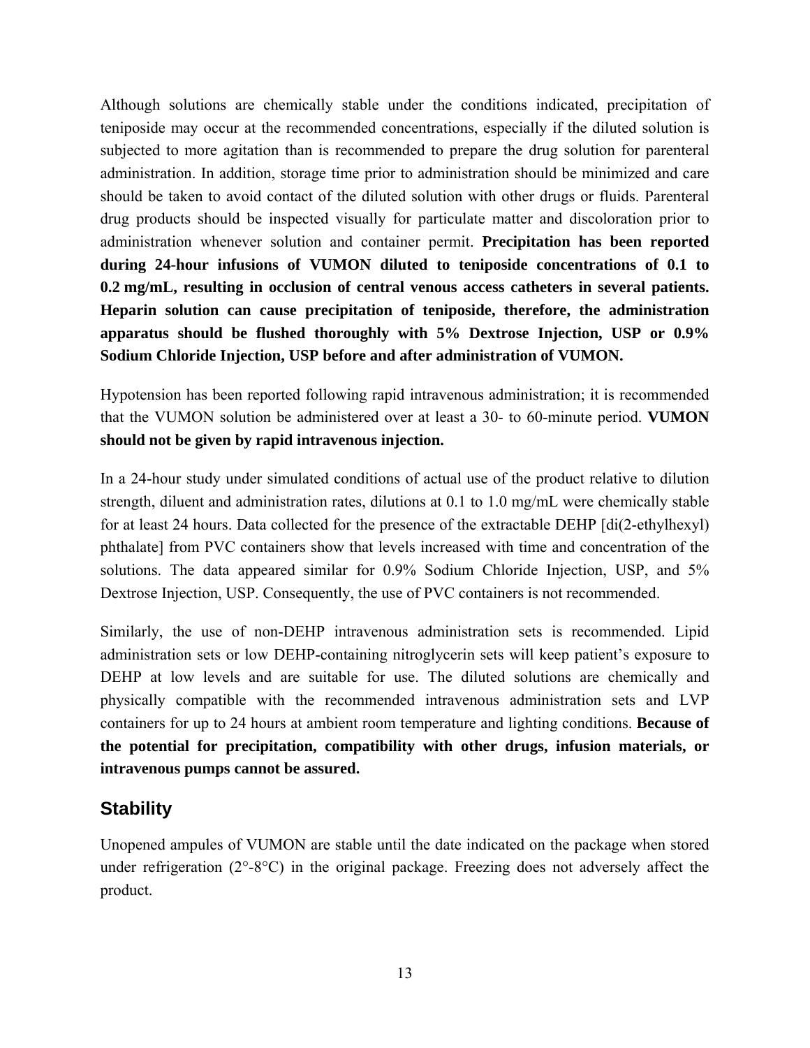Although solutions are chemically stable under the conditions indicated, precipitation of teniposide may occur at the recommended concentrations, especially if the diluted solution is subjected to more agitation than is recommended to prepare the drug solution for parenteral administration. In addition, storage time prior to administration should be minimized and care should be taken to avoid contact of the diluted solution with other drugs or fluids. Parenteral drug products should be inspected visually for particulate matter and discoloration prior to administration whenever solution and container permit. **Precipitation has been reported during 24-hour infusions of VUMON diluted to teniposide concentrations of 0.1 to 0.2 mg/mL, resulting in occlusion of central venous access catheters in several patients. Heparin solution can cause precipitation of teniposide, therefore, the administration apparatus should be flushed thoroughly with 5% Dextrose Injection, USP or 0.9% Sodium Chloride Injection, USP before and after administration of VUMON.**

Hypotension has been reported following rapid intravenous administration; it is recommended that the VUMON solution be administered over at least a 30- to 60-minute period. **VUMON should not be given by rapid intravenous injection.**

In a 24-hour study under simulated conditions of actual use of the product relative to dilution strength, diluent and administration rates, dilutions at 0.1 to 1.0 mg/mL were chemically stable for at least 24 hours. Data collected for the presence of the extractable DEHP [di(2-ethylhexyl) phthalate] from PVC containers show that levels increased with time and concentration of the solutions. The data appeared similar for 0.9% Sodium Chloride Injection, USP, and 5% Dextrose Injection, USP. Consequently, the use of PVC containers is not recommended.

Similarly, the use of non-DEHP intravenous administration sets is recommended. Lipid administration sets or low DEHP-containing nitroglycerin sets will keep patient's exposure to DEHP at low levels and are suitable for use. The diluted solutions are chemically and physically compatible with the recommended intravenous administration sets and LVP containers for up to 24 hours at ambient room temperature and lighting conditions. **Because of the potential for precipitation, compatibility with other drugs, infusion materials, or intravenous pumps cannot be assured.**

## Stability

Unopened ampules of VUMON are stable until the date indicated on the package when stored under refrigeration (2°-8°C) in the original package. Freezing does not adversely affect the product.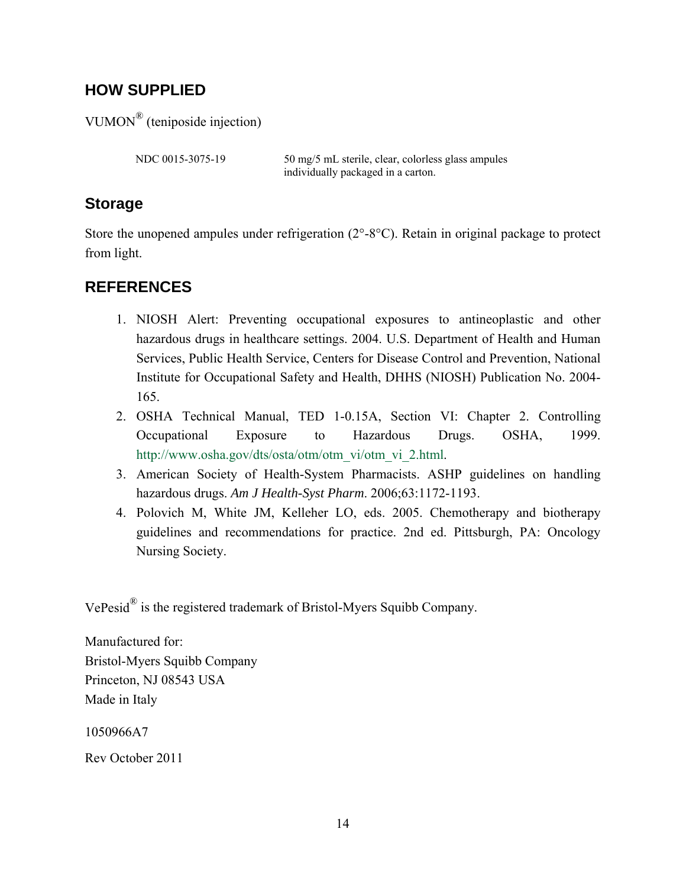## HOW SUPPLIED

VUMON® (teniposide injection)

| | |
|---|---|
| NDC 0015-3075-19 | 50 mg/5 mL sterile, clear, colorless glass ampules individually packaged in a carton. |

## Storage

Store the unopened ampules under refrigeration (2°-8°C). Retain in original package to protect from light.

## REFERENCES

1. NIOSH Alert: Preventing occupational exposures to antineoplastic and other hazardous drugs in healthcare settings. 2004. U.S. Department of Health and Human Services, Public Health Service, Centers for Disease Control and Prevention, National Institute for Occupational Safety and Health, DHHS (NIOSH) Publication No. 2004-165.
2. OSHA Technical Manual, TED 1-0.15A, Section VI: Chapter 2. Controlling Occupational Exposure to Hazardous Drugs. OSHA, 1999. http://www.osha.gov/dts/osta/otm/otm_vi/otm_vi_2.html.
3. American Society of Health-System Pharmacists. ASHP guidelines on handling hazardous drugs. *Am J Health-Syst Pharm*. 2006;63:1172-1193.
4. Polovich M, White JM, Kelleher LO, eds. 2005. Chemotherapy and biotherapy guidelines and recommendations for practice. 2nd ed. Pittsburgh, PA: Oncology Nursing Society.

VePesid® is the registered trademark of Bristol-Myers Squibb Company.

Manufactured for:
Bristol-Myers Squibb Company
Princeton, NJ 08543 USA
Made in Italy

1050966A7

Rev October 2011